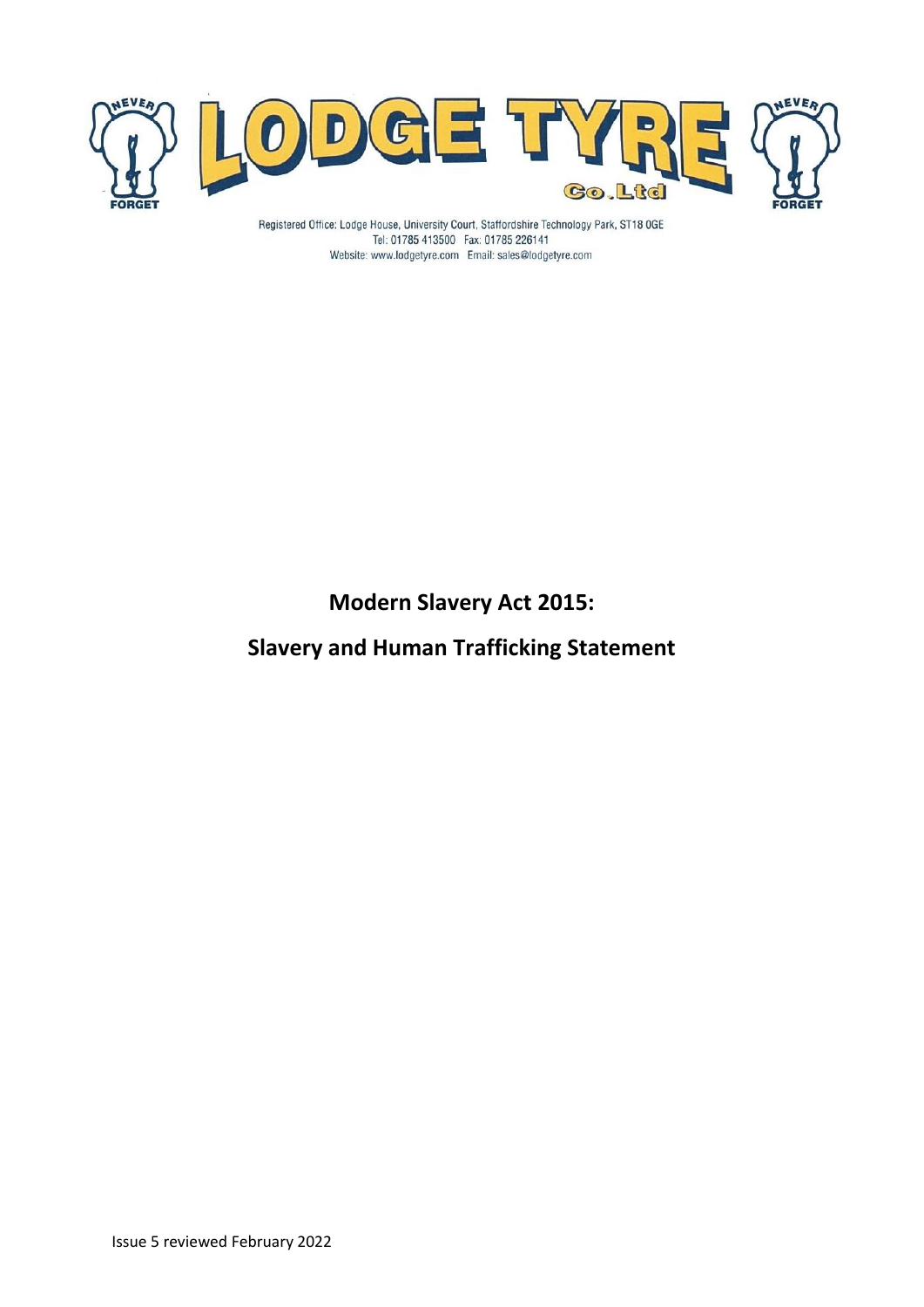LODGE TYRE Co.Ltd

Registered Office: Lodge House, University Court, Staffordshire Technology Park, ST18 0GE
Tel: 01785 413500 Fax: 01785 226141
Website: www.lodgetyre.com Email: sales@lodgetyre.com

# Modern Slavery Act 2015:

# Slavery and Human Trafficking Statement

Issue 5 reviewed February 2022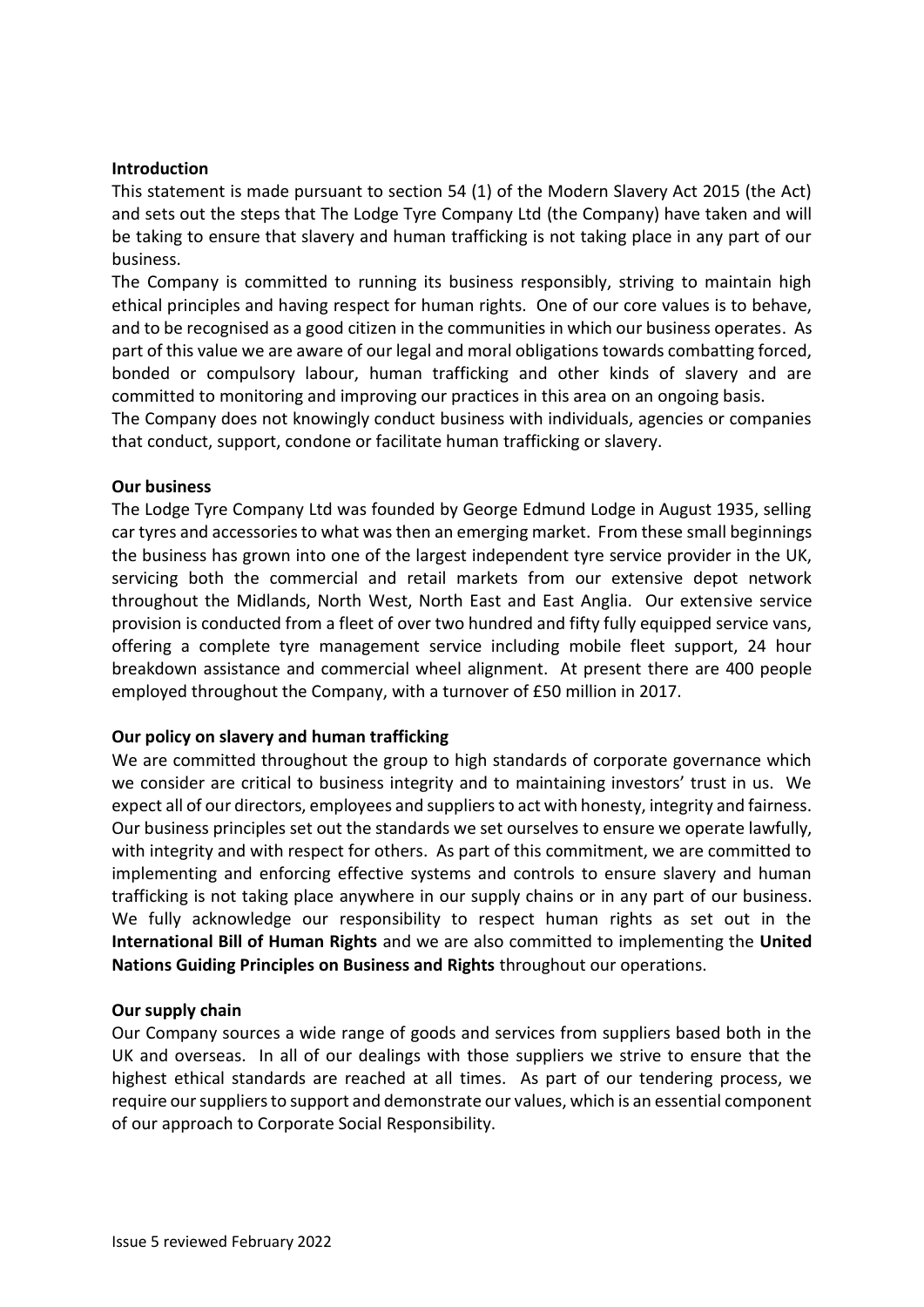**Introduction**

This statement is made pursuant to section 54 (1) of the Modern Slavery Act 2015 (the Act) and sets out the steps that The Lodge Tyre Company Ltd (the Company) have taken and will be taking to ensure that slavery and human trafficking is not taking place in any part of our business.

The Company is committed to running its business responsibly, striving to maintain high ethical principles and having respect for human rights. One of our core values is to behave, and to be recognised as a good citizen in the communities in which our business operates. As part of this value we are aware of our legal and moral obligations towards combatting forced, bonded or compulsory labour, human trafficking and other kinds of slavery and are committed to monitoring and improving our practices in this area on an ongoing basis.

The Company does not knowingly conduct business with individuals, agencies or companies that conduct, support, condone or facilitate human trafficking or slavery.

**Our business**

The Lodge Tyre Company Ltd was founded by George Edmund Lodge in August 1935, selling car tyres and accessories to what was then an emerging market. From these small beginnings the business has grown into one of the largest independent tyre service provider in the UK, servicing both the commercial and retail markets from our extensive depot network throughout the Midlands, North West, North East and East Anglia. Our extensive service provision is conducted from a fleet of over two hundred and fifty fully equipped service vans, offering a complete tyre management service including mobile fleet support, 24 hour breakdown assistance and commercial wheel alignment. At present there are 400 people employed throughout the Company, with a turnover of £50 million in 2017.

**Our policy on slavery and human trafficking**

We are committed throughout the group to high standards of corporate governance which we consider are critical to business integrity and to maintaining investors' trust in us. We expect all of our directors, employees and suppliers to act with honesty, integrity and fairness. Our business principles set out the standards we set ourselves to ensure we operate lawfully, with integrity and with respect for others. As part of this commitment, we are committed to implementing and enforcing effective systems and controls to ensure slavery and human trafficking is not taking place anywhere in our supply chains or in any part of our business. We fully acknowledge our responsibility to respect human rights as set out in the **International Bill of Human Rights** and we are also committed to implementing the **United Nations Guiding Principles on Business and Rights** throughout our operations.

**Our supply chain**

Our Company sources a wide range of goods and services from suppliers based both in the UK and overseas. In all of our dealings with those suppliers we strive to ensure that the highest ethical standards are reached at all times. As part of our tendering process, we require our suppliers to support and demonstrate our values, which is an essential component of our approach to Corporate Social Responsibility.

Issue 5 reviewed February 2022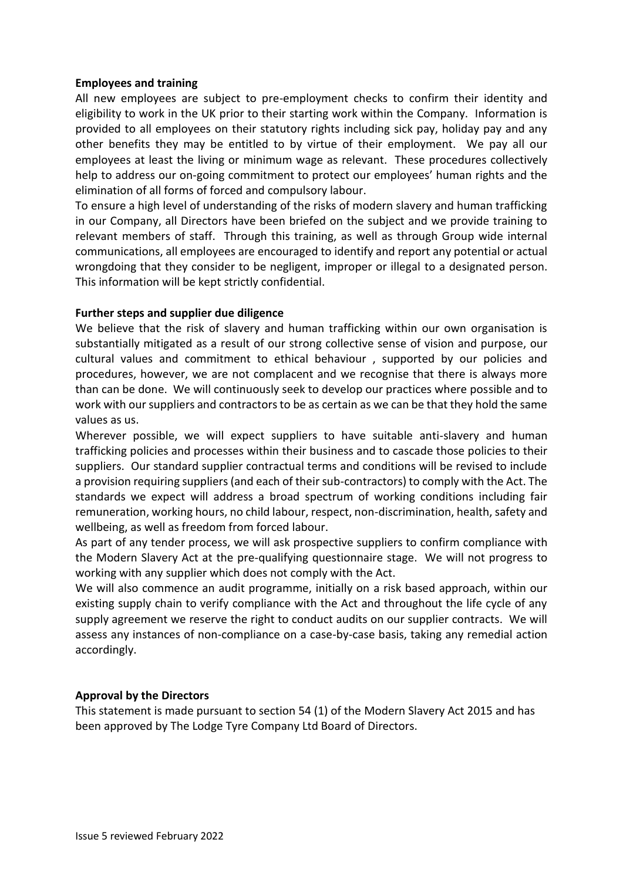**Employees and training**

All new employees are subject to pre-employment checks to confirm their identity and eligibility to work in the UK prior to their starting work within the Company. Information is provided to all employees on their statutory rights including sick pay, holiday pay and any other benefits they may be entitled to by virtue of their employment. We pay all our employees at least the living or minimum wage as relevant. These procedures collectively help to address our on-going commitment to protect our employees' human rights and the elimination of all forms of forced and compulsory labour.

To ensure a high level of understanding of the risks of modern slavery and human trafficking in our Company, all Directors have been briefed on the subject and we provide training to relevant members of staff. Through this training, as well as through Group wide internal communications, all employees are encouraged to identify and report any potential or actual wrongdoing that they consider to be negligent, improper or illegal to a designated person. This information will be kept strictly confidential.

**Further steps and supplier due diligence**

We believe that the risk of slavery and human trafficking within our own organisation is substantially mitigated as a result of our strong collective sense of vision and purpose, our cultural values and commitment to ethical behaviour , supported by our policies and procedures, however, we are not complacent and we recognise that there is always more than can be done. We will continuously seek to develop our practices where possible and to work with our suppliers and contractors to be as certain as we can be that they hold the same values as us.

Wherever possible, we will expect suppliers to have suitable anti-slavery and human trafficking policies and processes within their business and to cascade those policies to their suppliers. Our standard supplier contractual terms and conditions will be revised to include a provision requiring suppliers (and each of their sub-contractors) to comply with the Act. The standards we expect will address a broad spectrum of working conditions including fair remuneration, working hours, no child labour, respect, non-discrimination, health, safety and wellbeing, as well as freedom from forced labour.

As part of any tender process, we will ask prospective suppliers to confirm compliance with the Modern Slavery Act at the pre-qualifying questionnaire stage. We will not progress to working with any supplier which does not comply with the Act.

We will also commence an audit programme, initially on a risk based approach, within our existing supply chain to verify compliance with the Act and throughout the life cycle of any supply agreement we reserve the right to conduct audits on our supplier contracts. We will assess any instances of non-compliance on a case-by-case basis, taking any remedial action accordingly.

**Approval by the Directors**

This statement is made pursuant to section 54 (1) of the Modern Slavery Act 2015 and has been approved by The Lodge Tyre Company Ltd Board of Directors.

Issue 5 reviewed February 2022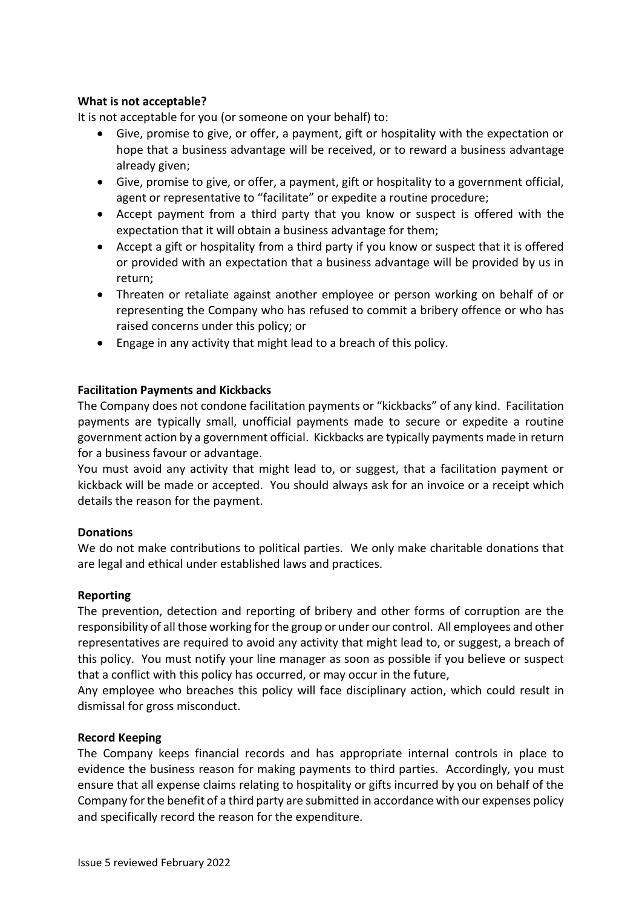**What is not acceptable?**

It is not acceptable for you (or someone on your behalf) to:

- Give, promise to give, or offer, a payment, gift or hospitality with the expectation or hope that a business advantage will be received, or to reward a business advantage already given;
- Give, promise to give, or offer, a payment, gift or hospitality to a government official, agent or representative to "facilitate" or expedite a routine procedure;
- Accept payment from a third party that you know or suspect is offered with the expectation that it will obtain a business advantage for them;
- Accept a gift or hospitality from a third party if you know or suspect that it is offered or provided with an expectation that a business advantage will be provided by us in return;
- Threaten or retaliate against another employee or person working on behalf of or representing the Company who has refused to commit a bribery offence or who has raised concerns under this policy; or
- Engage in any activity that might lead to a breach of this policy.

**Facilitation Payments and Kickbacks**

The Company does not condone facilitation payments or "kickbacks" of any kind. Facilitation payments are typically small, unofficial payments made to secure or expedite a routine government action by a government official. Kickbacks are typically payments made in return for a business favour or advantage.

You must avoid any activity that might lead to, or suggest, that a facilitation payment or kickback will be made or accepted. You should always ask for an invoice or a receipt which details the reason for the payment.

**Donations**

We do not make contributions to political parties. We only make charitable donations that are legal and ethical under established laws and practices.

**Reporting**

The prevention, detection and reporting of bribery and other forms of corruption are the responsibility of all those working for the group or under our control. All employees and other representatives are required to avoid any activity that might lead to, or suggest, a breach of this policy. You must notify your line manager as soon as possible if you believe or suspect that a conflict with this policy has occurred, or may occur in the future,

Any employee who breaches this policy will face disciplinary action, which could result in dismissal for gross misconduct.

**Record Keeping**

The Company keeps financial records and has appropriate internal controls in place to evidence the business reason for making payments to third parties. Accordingly, you must ensure that all expense claims relating to hospitality or gifts incurred by you on behalf of the Company for the benefit of a third party are submitted in accordance with our expenses policy and specifically record the reason for the expenditure.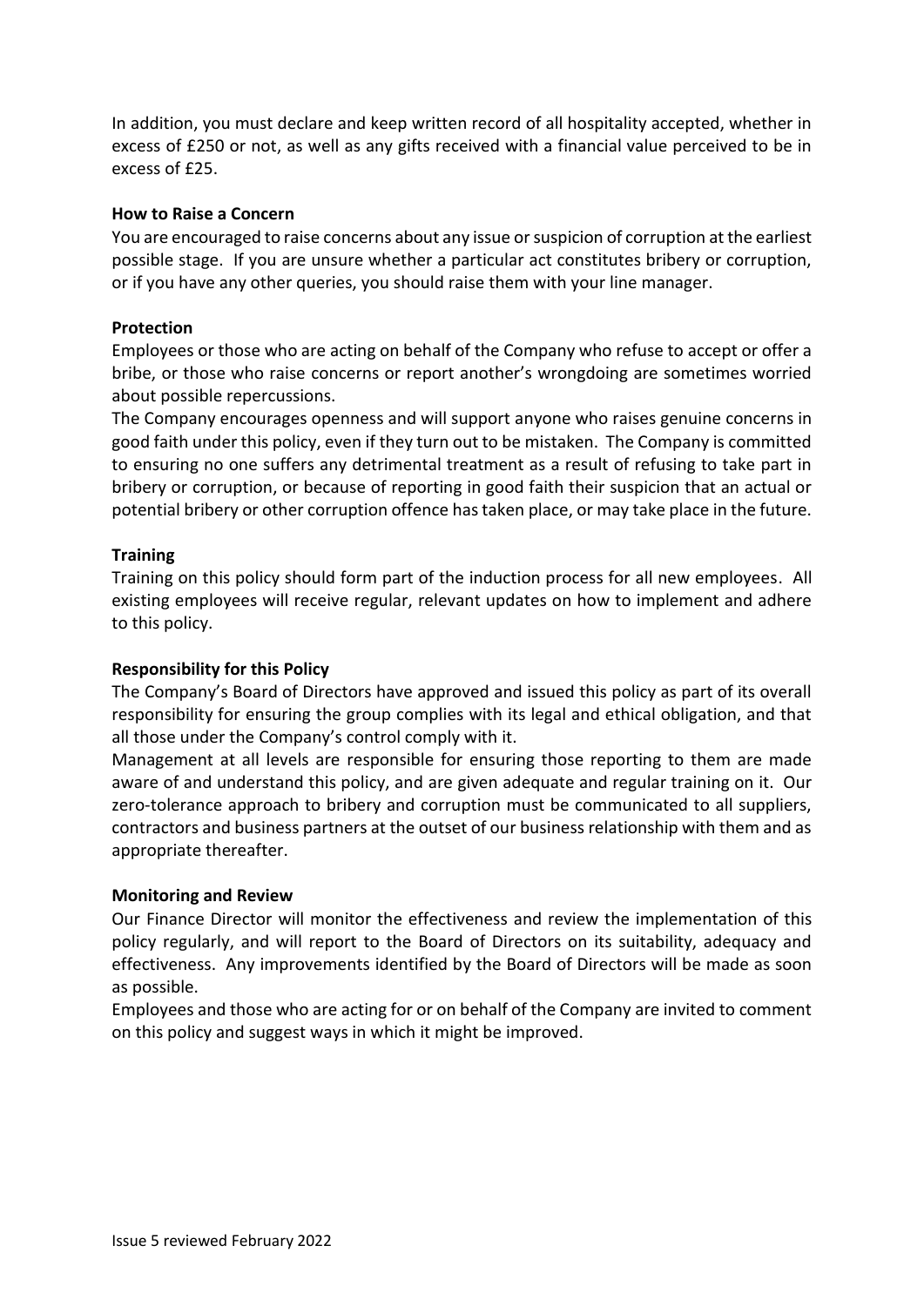In addition, you must declare and keep written record of all hospitality accepted, whether in excess of £250 or not, as well as any gifts received with a financial value perceived to be in excess of £25.

**How to Raise a Concern**

You are encouraged to raise concerns about any issue or suspicion of corruption at the earliest possible stage. If you are unsure whether a particular act constitutes bribery or corruption, or if you have any other queries, you should raise them with your line manager.

**Protection**

Employees or those who are acting on behalf of the Company who refuse to accept or offer a bribe, or those who raise concerns or report another's wrongdoing are sometimes worried about possible repercussions.

The Company encourages openness and will support anyone who raises genuine concerns in good faith under this policy, even if they turn out to be mistaken. The Company is committed to ensuring no one suffers any detrimental treatment as a result of refusing to take part in bribery or corruption, or because of reporting in good faith their suspicion that an actual or potential bribery or other corruption offence has taken place, or may take place in the future.

**Training**

Training on this policy should form part of the induction process for all new employees. All existing employees will receive regular, relevant updates on how to implement and adhere to this policy.

**Responsibility for this Policy**

The Company's Board of Directors have approved and issued this policy as part of its overall responsibility for ensuring the group complies with its legal and ethical obligation, and that all those under the Company's control comply with it.

Management at all levels are responsible for ensuring those reporting to them are made aware of and understand this policy, and are given adequate and regular training on it. Our zero-tolerance approach to bribery and corruption must be communicated to all suppliers, contractors and business partners at the outset of our business relationship with them and as appropriate thereafter.

**Monitoring and Review**

Our Finance Director will monitor the effectiveness and review the implementation of this policy regularly, and will report to the Board of Directors on its suitability, adequacy and effectiveness. Any improvements identified by the Board of Directors will be made as soon as possible.

Employees and those who are acting for or on behalf of the Company are invited to comment on this policy and suggest ways in which it might be improved.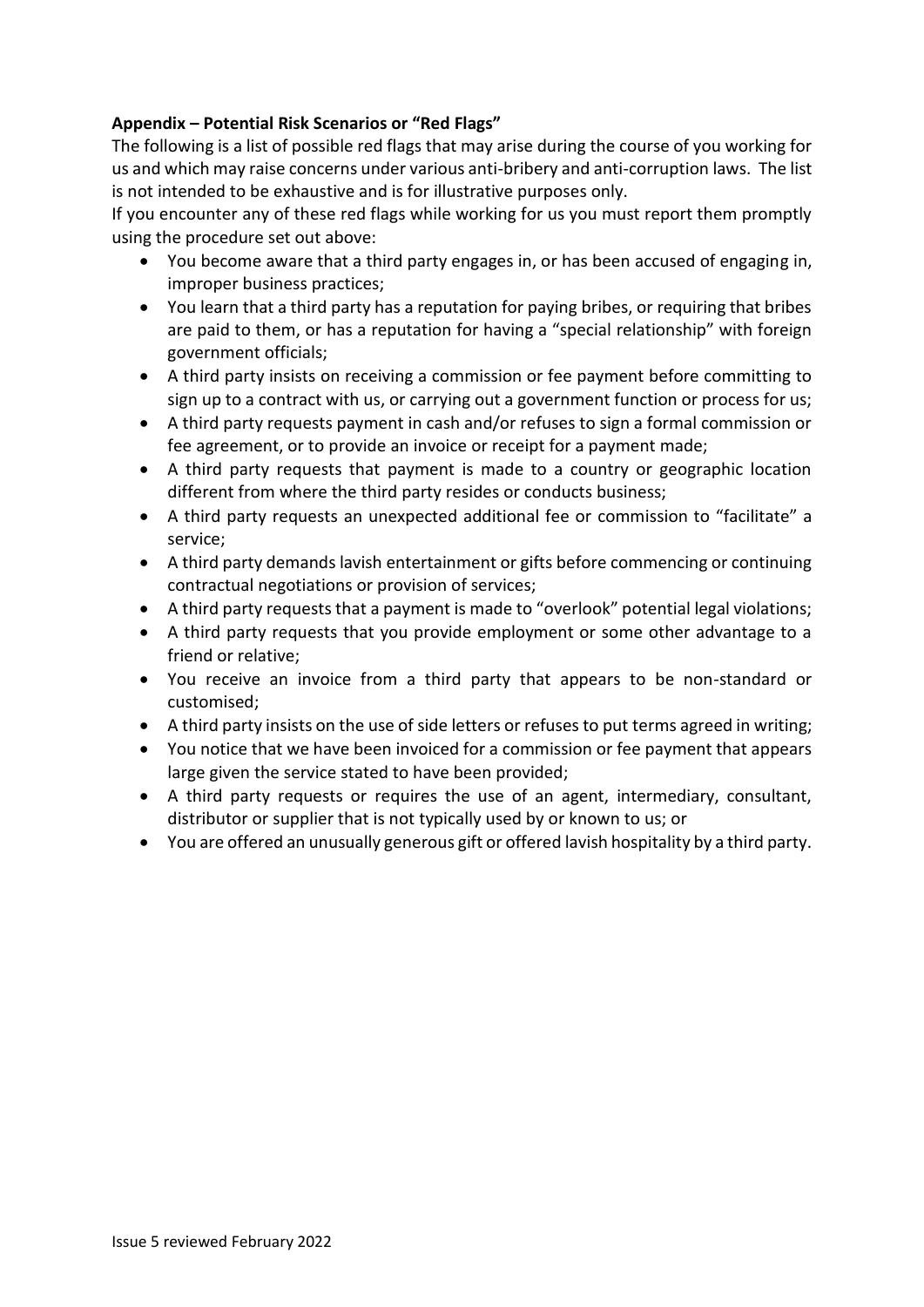**Appendix – Potential Risk Scenarios or "Red Flags"**

The following is a list of possible red flags that may arise during the course of you working for us and which may raise concerns under various anti-bribery and anti-corruption laws. The list is not intended to be exhaustive and is for illustrative purposes only.

If you encounter any of these red flags while working for us you must report them promptly using the procedure set out above:

- You become aware that a third party engages in, or has been accused of engaging in, improper business practices;
- You learn that a third party has a reputation for paying bribes, or requiring that bribes are paid to them, or has a reputation for having a "special relationship" with foreign government officials;
- A third party insists on receiving a commission or fee payment before committing to sign up to a contract with us, or carrying out a government function or process for us;
- A third party requests payment in cash and/or refuses to sign a formal commission or fee agreement, or to provide an invoice or receipt for a payment made;
- A third party requests that payment is made to a country or geographic location different from where the third party resides or conducts business;
- A third party requests an unexpected additional fee or commission to "facilitate" a service;
- A third party demands lavish entertainment or gifts before commencing or continuing contractual negotiations or provision of services;
- A third party requests that a payment is made to "overlook" potential legal violations;
- A third party requests that you provide employment or some other advantage to a friend or relative;
- You receive an invoice from a third party that appears to be non-standard or customised;
- A third party insists on the use of side letters or refuses to put terms agreed in writing;
- You notice that we have been invoiced for a commission or fee payment that appears large given the service stated to have been provided;
- A third party requests or requires the use of an agent, intermediary, consultant, distributor or supplier that is not typically used by or known to us; or
- You are offered an unusually generous gift or offered lavish hospitality by a third party.

Issue 5 reviewed February 2022